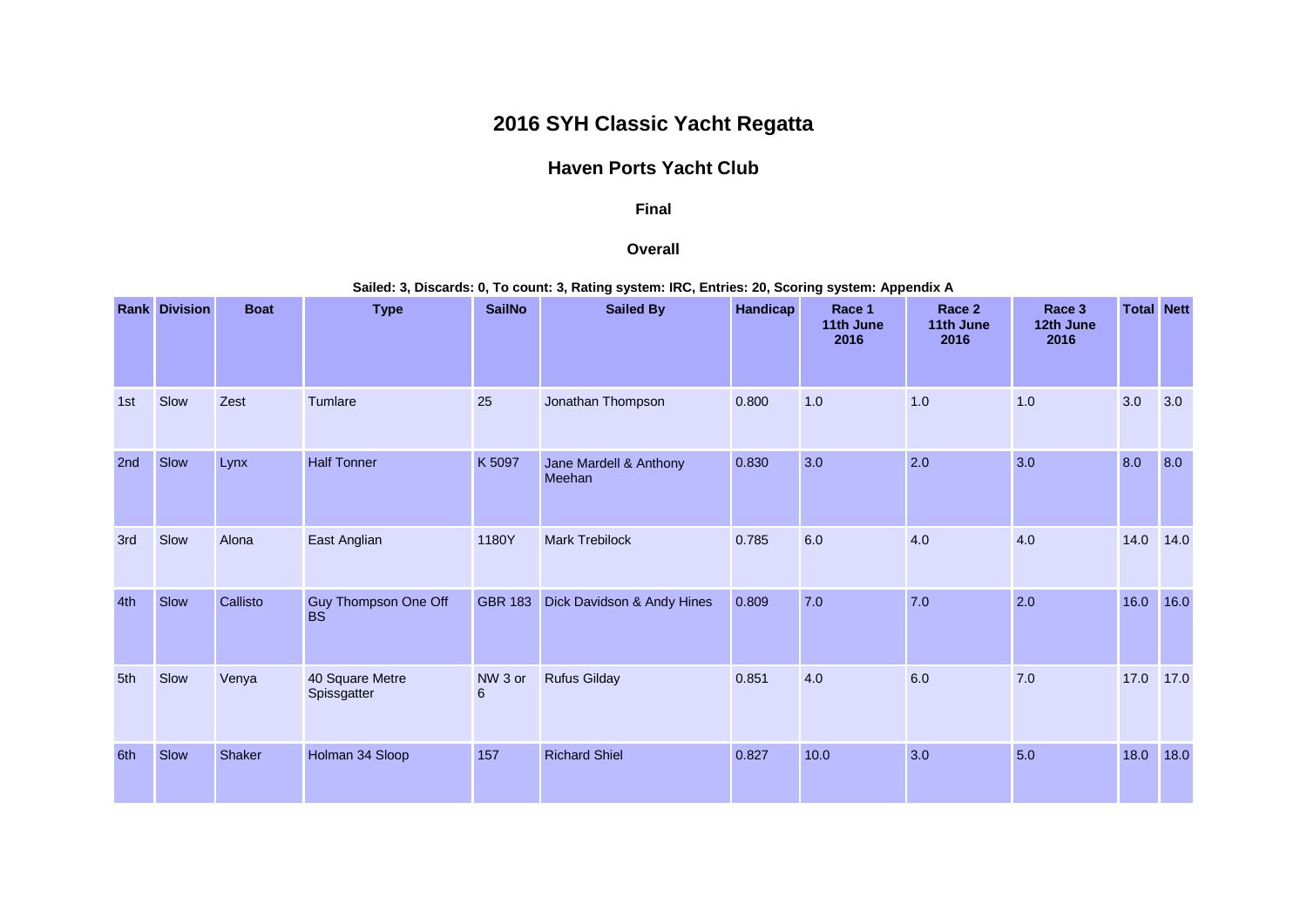# 2016 SYH Classic Yacht Regatta

## Haven Ports Yacht Club

### Final

### Overall

**Sailed: 3, Discards: 0, To count: 3, Rating system: IRC, Entries: 20, Scoring system: Appendix A**

| Rank | Division | Boat | Type | SailNo | Sailed By | Handicap | Race 1 11th June 2016 | Race 2 11th June 2016 | Race 3 12th June 2016 | Total | Nett |
|---|---|---|---|---|---|---|---|---|---|---|---|
| 1st | Slow | Zest | Tumlare | 25 | Jonathan Thompson | 0.800 | 1.0 | 1.0 | 1.0 | 3.0 | 3.0 |
| 2nd | Slow | Lynx | Half Tonner | K 5097 | Jane Mardell & Anthony Meehan | 0.830 | 3.0 | 2.0 | 3.0 | 8.0 | 8.0 |
| 3rd | Slow | Alona | East Anglian | 1180Y | Mark Trebilock | 0.785 | 6.0 | 4.0 | 4.0 | 14.0 | 14.0 |
| 4th | Slow | Callisto | Guy Thompson One Off BS | GBR 183 | Dick Davidson & Andy Hines | 0.809 | 7.0 | 7.0 | 2.0 | 16.0 | 16.0 |
| 5th | Slow | Venya | 40 Square Metre Spissgatter | NW 3 or 6 | Rufus Gilday | 0.851 | 4.0 | 6.0 | 7.0 | 17.0 | 17.0 |
| 6th | Slow | Shaker | Holman 34 Sloop | 157 | Richard Shiel | 0.827 | 10.0 | 3.0 | 5.0 | 18.0 | 18.0 |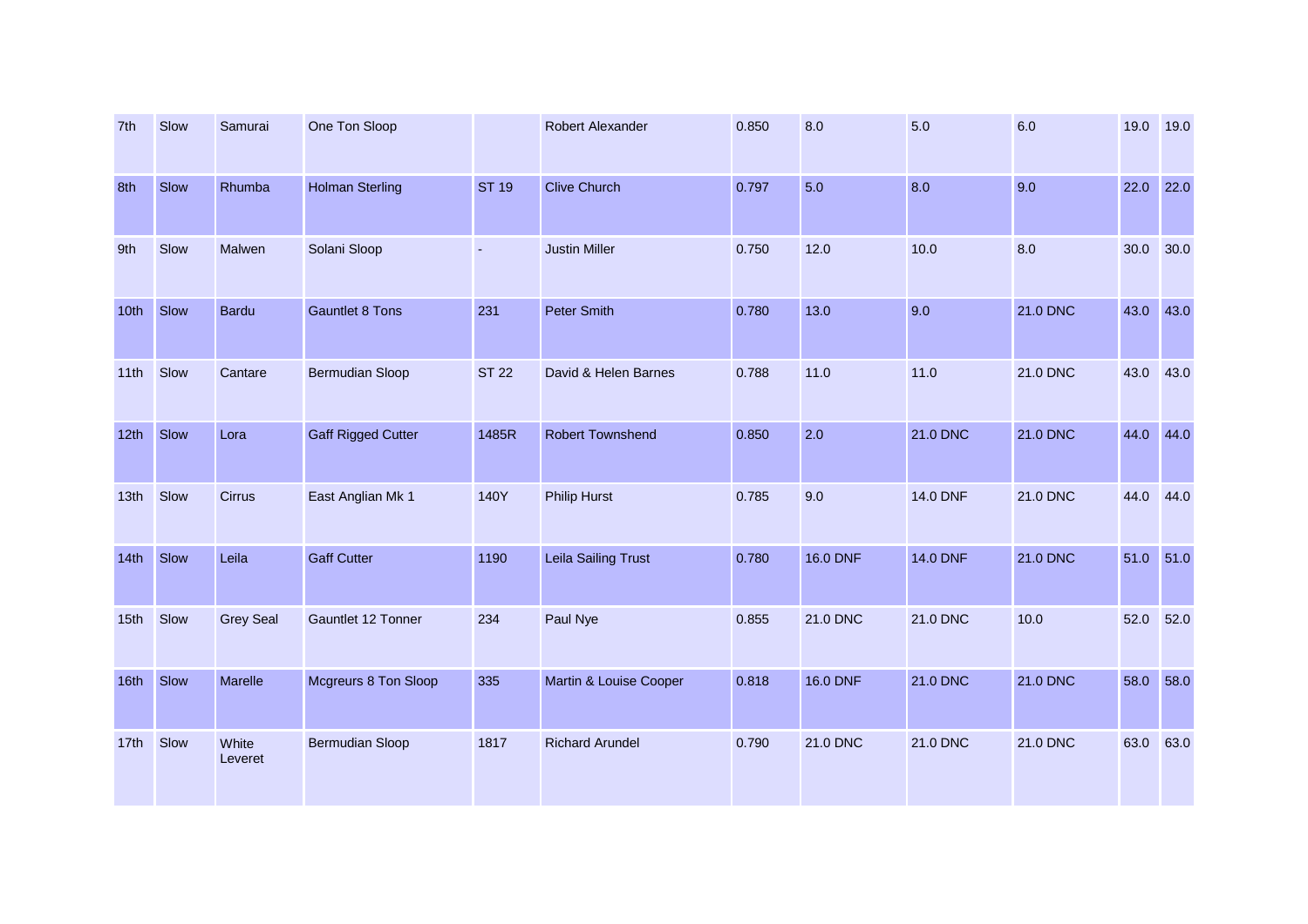| | | | | | | | | | | | |
|---|---|---|---|---|---|---|---|---|---|---|---|
| 7th | Slow | Samurai | One Ton Sloop | | Robert Alexander | 0.850 | 8.0 | 5.0 | 6.0 | 19.0 | 19.0 |
| 8th | Slow | Rhumba | Holman Sterling | ST 19 | Clive Church | 0.797 | 5.0 | 8.0 | 9.0 | 22.0 | 22.0 |
| 9th | Slow | Malwen | Solani Sloop | - | Justin Miller | 0.750 | 12.0 | 10.0 | 8.0 | 30.0 | 30.0 |
| 10th | Slow | Bardu | Gauntlet 8 Tons | 231 | Peter Smith | 0.780 | 13.0 | 9.0 | 21.0 DNC | 43.0 | 43.0 |
| 11th | Slow | Cantare | Bermudian Sloop | ST 22 | David & Helen Barnes | 0.788 | 11.0 | 11.0 | 21.0 DNC | 43.0 | 43.0 |
| 12th | Slow | Lora | Gaff Rigged Cutter | 1485R | Robert Townshend | 0.850 | 2.0 | 21.0 DNC | 21.0 DNC | 44.0 | 44.0 |
| 13th | Slow | Cirrus | East Anglian Mk 1 | 140Y | Philip Hurst | 0.785 | 9.0 | 14.0 DNF | 21.0 DNC | 44.0 | 44.0 |
| 14th | Slow | Leila | Gaff Cutter | 1190 | Leila Sailing Trust | 0.780 | 16.0 DNF | 14.0 DNF | 21.0 DNC | 51.0 | 51.0 |
| 15th | Slow | Grey Seal | Gauntlet 12 Tonner | 234 | Paul Nye | 0.855 | 21.0 DNC | 21.0 DNC | 10.0 | 52.0 | 52.0 |
| 16th | Slow | Marelle | Mcgreurs 8 Ton Sloop | 335 | Martin & Louise Cooper | 0.818 | 16.0 DNF | 21.0 DNC | 21.0 DNC | 58.0 | 58.0 |
| 17th | Slow | White Leveret | Bermudian Sloop | 1817 | Richard Arundel | 0.790 | 21.0 DNC | 21.0 DNC | 21.0 DNC | 63.0 | 63.0 |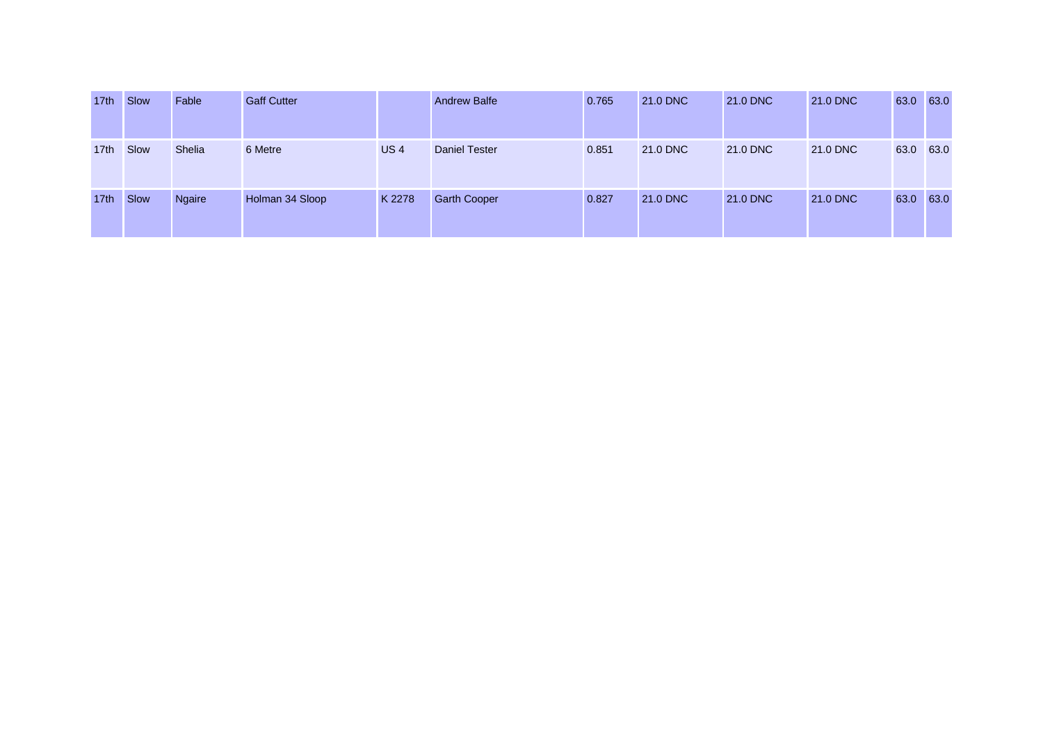| | | | | | | | | | | | |
|---|---|---|---|---|---|---|---|---|---|---|---|
| 17th | Slow | Fable | Gaff Cutter | | Andrew Balfe | 0.765 | 21.0 DNC | 21.0 DNC | 21.0 DNC | 63.0 | 63.0 |
| 17th | Slow | Shelia | 6 Metre | US 4 | Daniel Tester | 0.851 | 21.0 DNC | 21.0 DNC | 21.0 DNC | 63.0 | 63.0 |
| 17th | Slow | Ngaire | Holman 34 Sloop | K 2278 | Garth Cooper | 0.827 | 21.0 DNC | 21.0 DNC | 21.0 DNC | 63.0 | 63.0 |